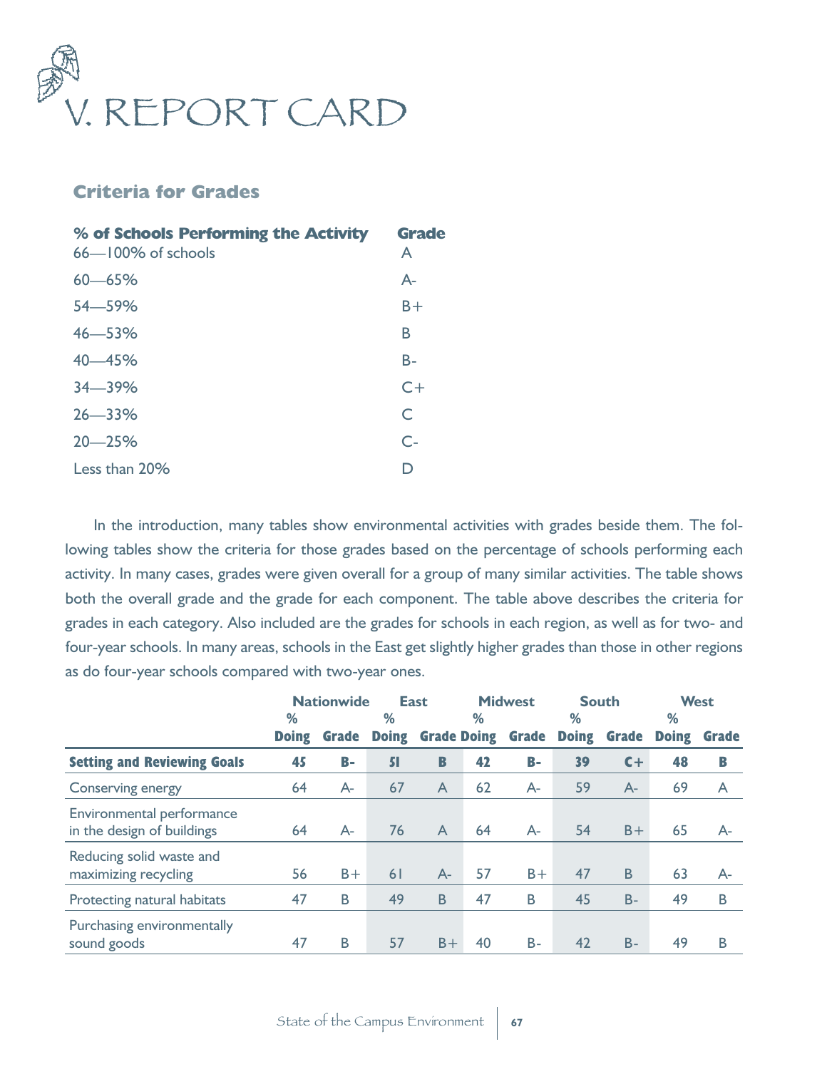# V. REPORT CARD

## Criteria for Grades

| % of Schools Performing the Activity | Grade |
|---|---|
| 66—100% of schools | A |
| 60—65% | A- |
| 54—59% | B+ |
| 46—53% | B |
| 40—45% | B- |
| 34—39% | C+ |
| 26—33% | C |
| 20—25% | C- |
| Less than 20% | D |

In the introduction, many tables show environmental activities with grades beside them. The following tables show the criteria for those grades based on the percentage of schools performing each activity. In many cases, grades were given overall for a group of many similar activities. The table shows both the overall grade and the grade for each component. The table above describes the criteria for grades in each category. Also included are the grades for schools in each region, as well as for two- and four-year schools. In many areas, schools in the East get slightly higher grades than those in other regions as do four-year schools compared with two-year ones.

| | Nationwide | | East | | Midwest | | South | | West | |
|---|---|---|---|---|---|---|---|---|---|---|
| | % Doing | Grade | % Doing | Grade | % Doing | Grade | % Doing | Grade | % Doing | Grade |
| **Setting and Reviewing Goals** | **45** | **B-** | **51** | **B** | **42** | **B-** | **39** | **C+** | **48** | **B** |
| Conserving energy | 64 | A- | 67 | A | 62 | A- | 59 | A- | 69 | A |
| Environmental performance in the design of buildings | 64 | A- | 76 | A | 64 | A- | 54 | B+ | 65 | A- |
| Reducing solid waste and maximizing recycling | 56 | B+ | 61 | A- | 57 | B+ | 47 | B | 63 | A- |
| Protecting natural habitats | 47 | B | 49 | B | 47 | B | 45 | B- | 49 | B |
| Purchasing environmentally sound goods | 47 | B | 57 | B+ | 40 | B- | 42 | B- | 49 | B |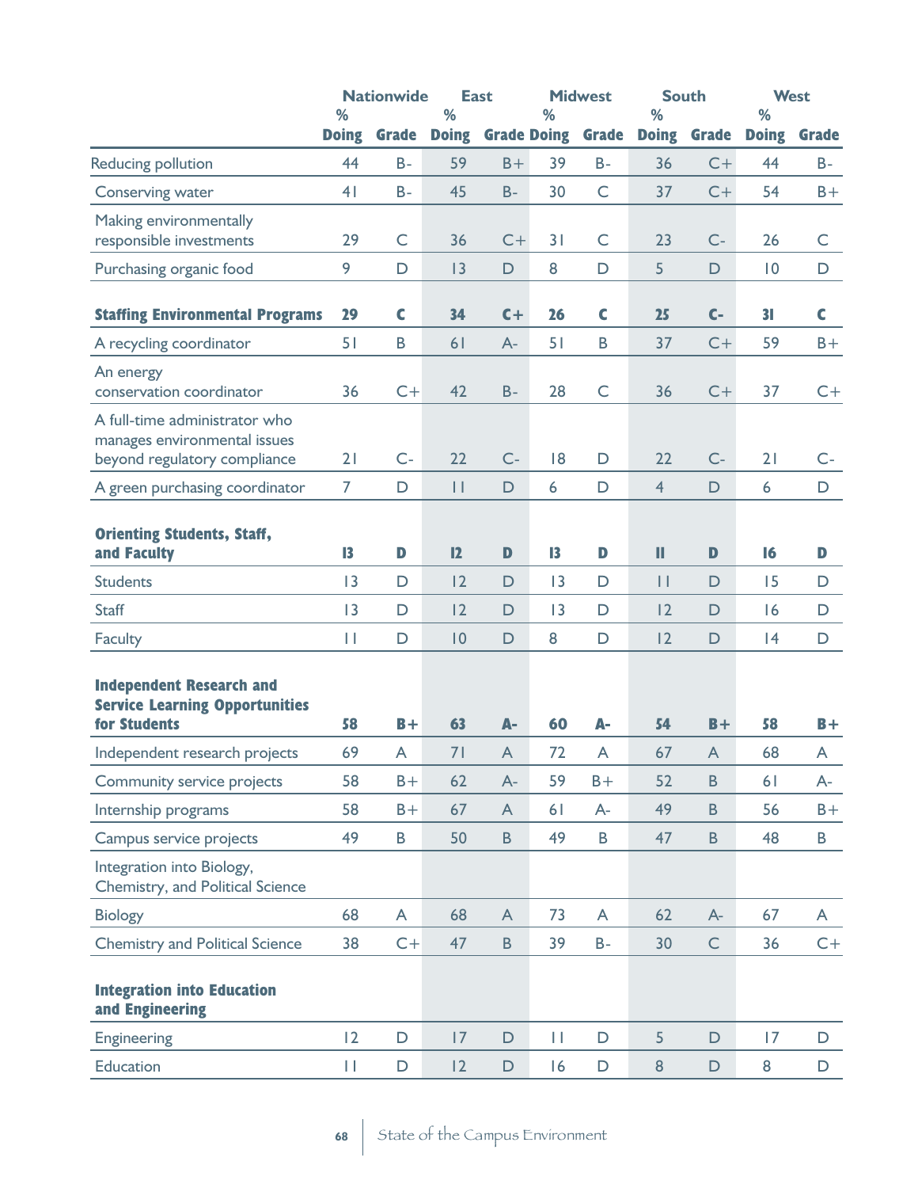| | Nationwide | | East | | Midwest | | South | | West | |
|---|---|---|---|---|---|---|---|---|---|---|
| | % Doing | Grade | % Doing | Grade | % Doing | Grade | % Doing | Grade | % Doing | Grade |
| Reducing pollution | 44 | B- | 59 | B+ | 39 | B- | 36 | C+ | 44 | B- |
| Conserving water | 41 | B- | 45 | B- | 30 | C | 37 | C+ | 54 | B+ |
| Making environmentally responsible investments | 29 | C | 36 | C+ | 31 | C | 23 | C- | 26 | C |
| Purchasing organic food | 9 | D | 13 | D | 8 | D | 5 | D | 10 | D |
| **Staffing Environmental Programs** | **29** | **C** | **34** | **C+** | **26** | **C** | **25** | **C-** | **31** | **C** |
| A recycling coordinator | 51 | B | 61 | A- | 51 | B | 37 | C+ | 59 | B+ |
| An energy conservation coordinator | 36 | C+ | 42 | B- | 28 | C | 36 | C+ | 37 | C+ |
| A full-time administrator who manages environmental issues beyond regulatory compliance | 21 | C- | 22 | C- | 18 | D | 22 | C- | 21 | C- |
| A green purchasing coordinator | 7 | D | 11 | D | 6 | D | 4 | D | 6 | D |
| **Orienting Students, Staff, and Faculty** | **13** | **D** | **12** | **D** | **13** | **D** | **11** | **D** | **16** | **D** |
| Students | 13 | D | 12 | D | 13 | D | 11 | D | 15 | D |
| Staff | 13 | D | 12 | D | 13 | D | 12 | D | 16 | D |
| Faculty | 11 | D | 10 | D | 8 | D | 12 | D | 14 | D |
| **Independent Research and Service Learning Opportunities for Students** | **58** | **B+** | **63** | **A-** | **60** | **A-** | **54** | **B+** | **58** | **B+** |
| Independent research projects | 69 | A | 71 | A | 72 | A | 67 | A | 68 | A |
| Community service projects | 58 | B+ | 62 | A- | 59 | B+ | 52 | B | 61 | A- |
| Internship programs | 58 | B+ | 67 | A | 61 | A- | 49 | B | 56 | B+ |
| Campus service projects | 49 | B | 50 | B | 49 | B | 47 | B | 48 | B |
| Integration into Biology, Chemistry, and Political Science | | | | | | | | | | |
| Biology | 68 | A | 68 | A | 73 | A | 62 | A- | 67 | A |
| Chemistry and Political Science | 38 | C+ | 47 | B | 39 | B- | 30 | C | 36 | C+ |
| **Integration into Education and Engineering** | | | | | | | | | | |
| Engineering | 12 | D | 17 | D | 11 | D | 5 | D | 17 | D |
| Education | 11 | D | 12 | D | 16 | D | 8 | D | 8 | D |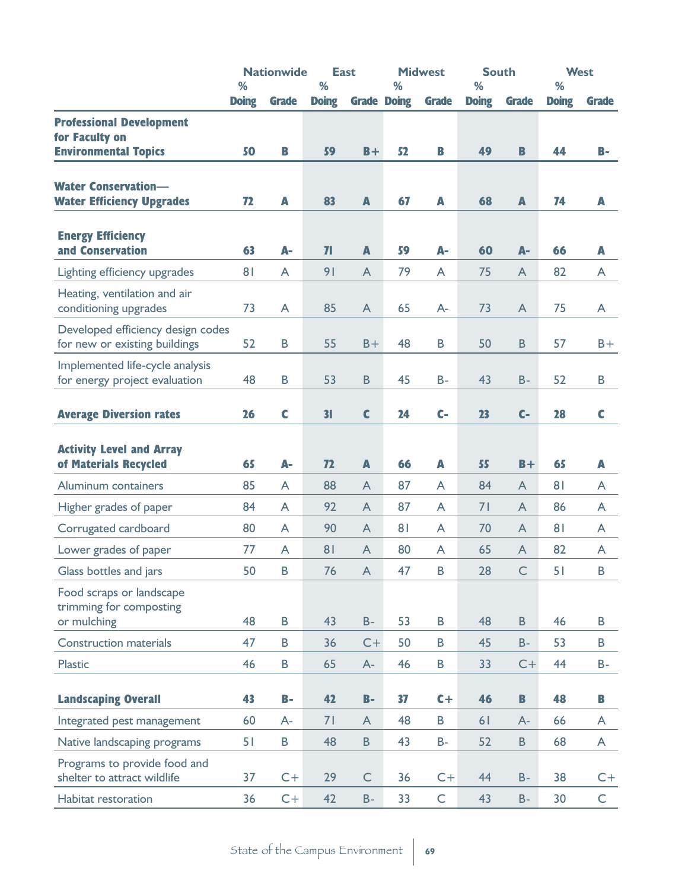| | Nationwide | | East | | Midwest | | South | | West | |
|---|---|---|---|---|---|---|---|---|---|---|
| | % Doing | Grade | % Doing | Grade | % Doing | Grade | % Doing | Grade | % Doing | Grade |
| **Professional Development for Faculty on Environmental Topics** | **50** | **B** | **59** | **B+** | **52** | **B** | **49** | **B** | **44** | **B-** |
| **Water Conservation—Water Efficiency Upgrades** | **72** | **A** | **83** | **A** | **67** | **A** | **68** | **A** | **74** | **A** |
| **Energy Efficiency and Conservation** | **63** | **A-** | **71** | **A** | **59** | **A-** | **60** | **A-** | **66** | **A** |
| Lighting efficiency upgrades | 81 | A | 91 | A | 79 | A | 75 | A | 82 | A |
| Heating, ventilation and air conditioning upgrades | 73 | A | 85 | A | 65 | A- | 73 | A | 75 | A |
| Developed efficiency design codes for new or existing buildings | 52 | B | 55 | B+ | 48 | B | 50 | B | 57 | B+ |
| Implemented life-cycle analysis for energy project evaluation | 48 | B | 53 | B | 45 | B- | 43 | B- | 52 | B |
| **Average Diversion rates** | **26** | **C** | **31** | **C** | **24** | **C-** | **23** | **C-** | **28** | **C** |
| **Activity Level and Array of Materials Recycled** | **65** | **A-** | **72** | **A** | **66** | **A** | **55** | **B+** | **65** | **A** |
| Aluminum containers | 85 | A | 88 | A | 87 | A | 84 | A | 81 | A |
| Higher grades of paper | 84 | A | 92 | A | 87 | A | 71 | A | 86 | A |
| Corrugated cardboard | 80 | A | 90 | A | 81 | A | 70 | A | 81 | A |
| Lower grades of paper | 77 | A | 81 | A | 80 | A | 65 | A | 82 | A |
| Glass bottles and jars | 50 | B | 76 | A | 47 | B | 28 | C | 51 | B |
| Food scraps or landscape trimming for composting or mulching | 48 | B | 43 | B- | 53 | B | 48 | B | 46 | B |
| Construction materials | 47 | B | 36 | C+ | 50 | B | 45 | B- | 53 | B |
| Plastic | 46 | B | 65 | A- | 46 | B | 33 | C+ | 44 | B- |
| **Landscaping Overall** | **43** | **B-** | **42** | **B-** | **37** | **C+** | **46** | **B** | **48** | **B** |
| Integrated pest management | 60 | A- | 71 | A | 48 | B | 61 | A- | 66 | A |
| Native landscaping programs | 51 | B | 48 | B | 43 | B- | 52 | B | 68 | A |
| Programs to provide food and shelter to attract wildlife | 37 | C+ | 29 | C | 36 | C+ | 44 | B- | 38 | C+ |
| Habitat restoration | 36 | C+ | 42 | B- | 33 | C | 43 | B- | 30 | C |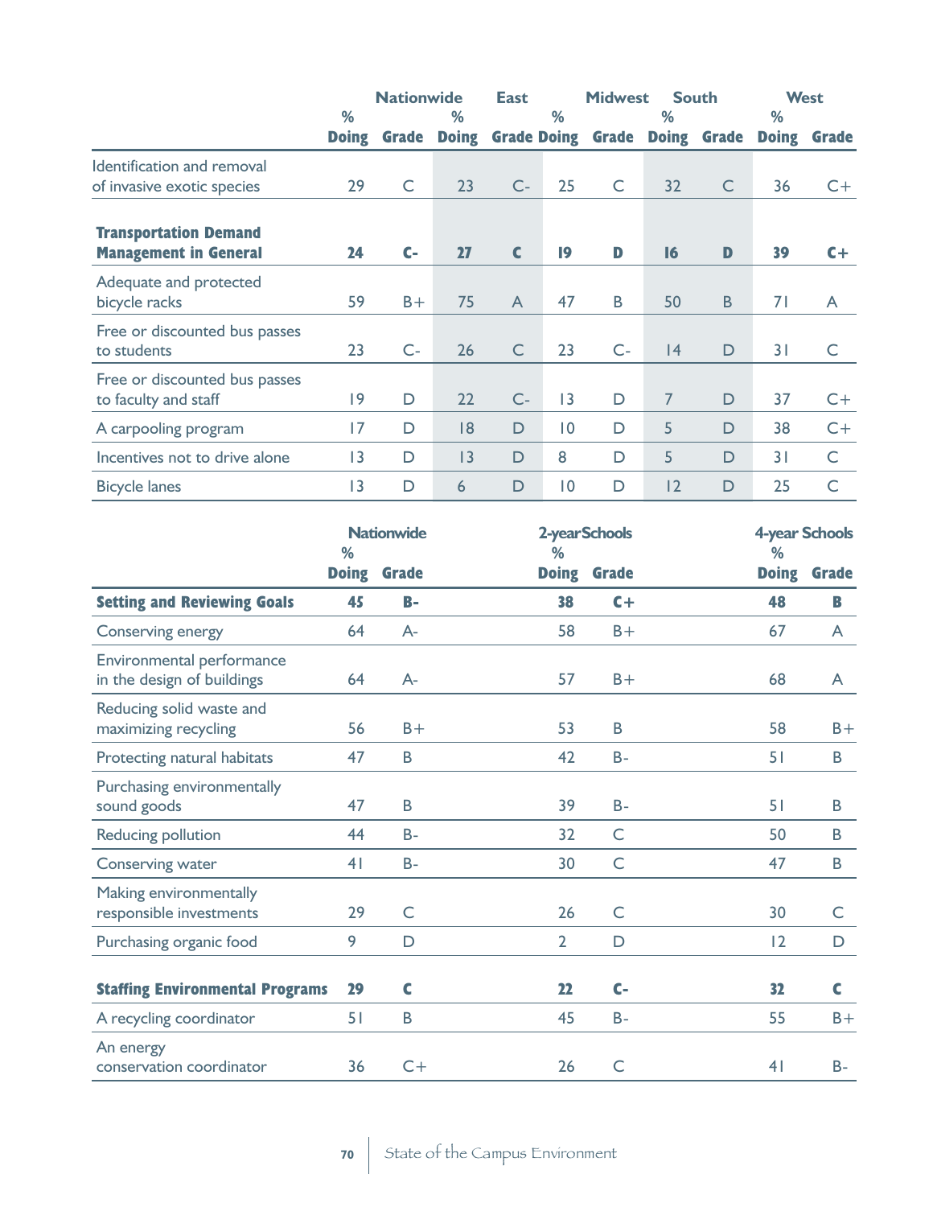| | Nationwide | | East | | Midwest | | South | | West | |
|---|---|---|---|---|---|---|---|---|---|---|
| | % Doing | Grade | % Doing | Grade | % Doing | Grade | % Doing | Grade | % Doing | Grade |
| Identification and removal of invasive exotic species | 29 | C | 23 | C- | 25 | C | 32 | C | 36 | C+ |
| **Transportation Demand Management in General** | **24** | **C-** | **27** | **C** | **19** | **D** | **16** | **D** | **39** | **C+** |
| Adequate and protected bicycle racks | 59 | B+ | 75 | A | 47 | B | 50 | B | 71 | A |
| Free or discounted bus passes to students | 23 | C- | 26 | C | 23 | C- | 14 | D | 31 | C |
| Free or discounted bus passes to faculty and staff | 19 | D | 22 | C- | 13 | D | 7 | D | 37 | C+ |
| A carpooling program | 17 | D | 18 | D | 10 | D | 5 | D | 38 | C+ |
| Incentives not to drive alone | 13 | D | 13 | D | 8 | D | 5 | D | 31 | C |
| Bicycle lanes | 13 | D | 6 | D | 10 | D | 12 | D | 25 | C |

| | Nationwide | | 2-year Schools | | 4-year Schools | |
|---|---|---|---|---|---|---|
| | % Doing | Grade | % Doing | Grade | % Doing | Grade |
| **Setting and Reviewing Goals** | **45** | **B-** | **38** | **C+** | **48** | **B** |
| Conserving energy | 64 | A- | 58 | B+ | 67 | A |
| Environmental performance in the design of buildings | 64 | A- | 57 | B+ | 68 | A |
| Reducing solid waste and maximizing recycling | 56 | B+ | 53 | B | 58 | B+ |
| Protecting natural habitats | 47 | B | 42 | B- | 51 | B |
| Purchasing environmentally sound goods | 47 | B | 39 | B- | 51 | B |
| Reducing pollution | 44 | B- | 32 | C | 50 | B |
| Conserving water | 41 | B- | 30 | C | 47 | B |
| Making environmentally responsible investments | 29 | C | 26 | C | 30 | C |
| Purchasing organic food | 9 | D | 2 | D | 12 | D |
| **Staffing Environmental Programs** | **29** | **C** | **22** | **C-** | **32** | **C** |
| A recycling coordinator | 51 | B | 45 | B- | 55 | B+ |
| An energy conservation coordinator | 36 | C+ | 26 | C | 41 | B- |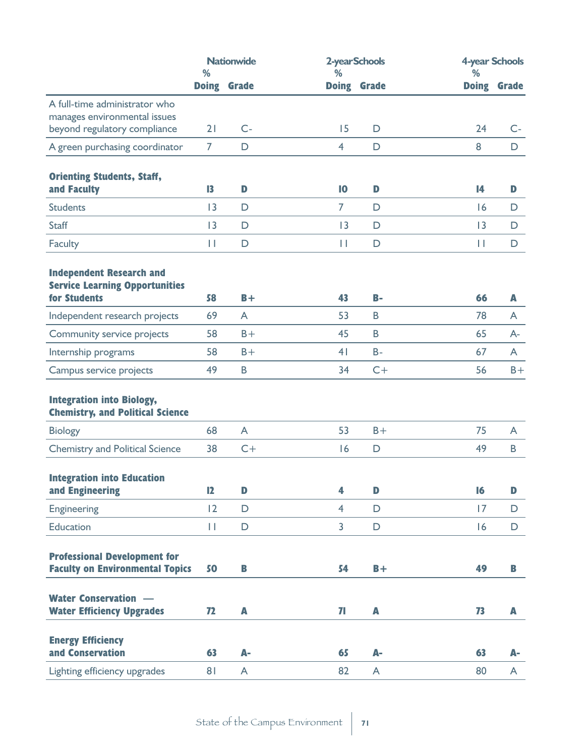| | Nationwide | | 2-year Schools | | 4-year Schools | |
|---|---|---|---|---|---|---|
| | % Doing | Grade | % Doing | Grade | % Doing | Grade |
| A full-time administrator who manages environmental issues beyond regulatory compliance | 21 | C- | 15 | D | 24 | C- |
| A green purchasing coordinator | 7 | D | 4 | D | 8 | D |
| **Orienting Students, Staff, and Faculty** | **13** | **D** | **10** | **D** | **14** | **D** |
| Students | 13 | D | 7 | D | 16 | D |
| Staff | 13 | D | 13 | D | 13 | D |
| Faculty | 11 | D | 11 | D | 11 | D |
| **Independent Research and Service Learning Opportunities for Students** | **58** | **B+** | **43** | **B-** | **66** | **A** |
| Independent research projects | 69 | A | 53 | B | 78 | A |
| Community service projects | 58 | B+ | 45 | B | 65 | A- |
| Internship programs | 58 | B+ | 41 | B- | 67 | A |
| Campus service projects | 49 | B | 34 | C+ | 56 | B+ |
| **Integration into Biology, Chemistry, and Political Science** | | | | | | |
| Biology | 68 | A | 53 | B+ | 75 | A |
| Chemistry and Political Science | 38 | C+ | 16 | D | 49 | B |
| **Integration into Education and Engineering** | **12** | **D** | **4** | **D** | **16** | **D** |
| Engineering | 12 | D | 4 | D | 17 | D |
| Education | 11 | D | 3 | D | 16 | D |
| **Professional Development for Faculty on Environmental Topics** | **50** | **B** | **54** | **B+** | **49** | **B** |
| **Water Conservation — Water Efficiency Upgrades** | **72** | **A** | **71** | **A** | **73** | **A** |
| **Energy Efficiency and Conservation** | **63** | **A-** | **65** | **A-** | **63** | **A-** |
| Lighting efficiency upgrades | 81 | A | 82 | A | 80 | A |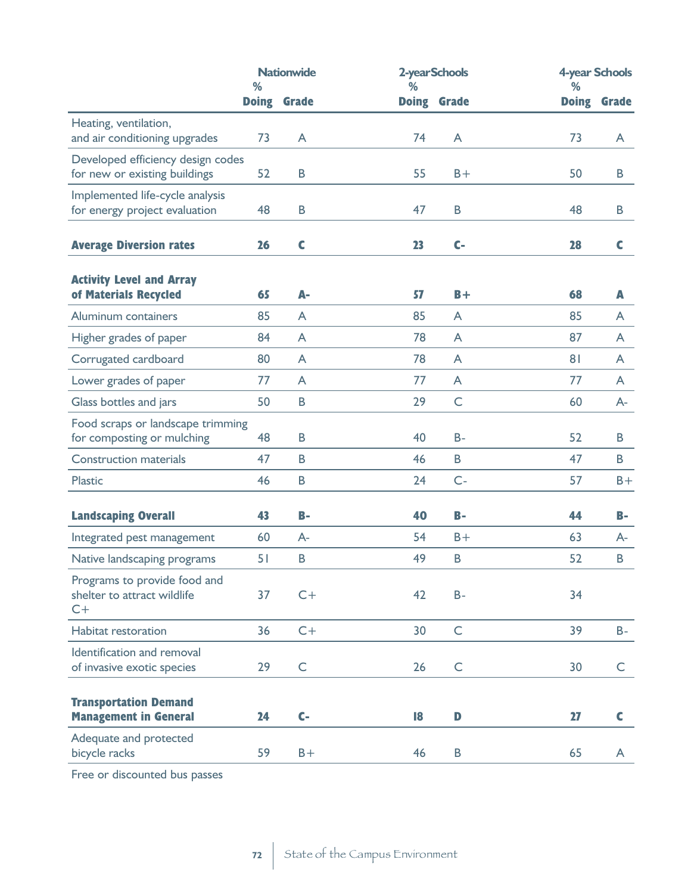| | Nationwide | | 2-year Schools | | 4-year Schools | |
|---|---|---|---|---|---|---|
| | % Doing | Grade | % Doing | Grade | % Doing | Grade |
| Heating, ventilation, and air conditioning upgrades | 73 | A | 74 | A | 73 | A |
| Developed efficiency design codes for new or existing buildings | 52 | B | 55 | B+ | 50 | B |
| Implemented life-cycle analysis for energy project evaluation | 48 | B | 47 | B | 48 | B |
| **Average Diversion rates** | **26** | **C** | **23** | **C-** | **28** | **C** |
| **Activity Level and Array of Materials Recycled** | **65** | **A-** | **57** | **B+** | **68** | **A** |
| Aluminum containers | 85 | A | 85 | A | 85 | A |
| Higher grades of paper | 84 | A | 78 | A | 87 | A |
| Corrugated cardboard | 80 | A | 78 | A | 81 | A |
| Lower grades of paper | 77 | A | 77 | A | 77 | A |
| Glass bottles and jars | 50 | B | 29 | C | 60 | A- |
| Food scraps or landscape trimming for composting or mulching | 48 | B | 40 | B- | 52 | B |
| Construction materials | 47 | B | 46 | B | 47 | B |
| Plastic | 46 | B | 24 | C- | 57 | B+ |
| **Landscaping Overall** | **43** | **B-** | **40** | **B-** | **44** | **B-** |
| Integrated pest management | 60 | A- | 54 | B+ | 63 | A- |
| Native landscaping programs | 51 | B | 49 | B | 52 | B |
| Programs to provide food and shelter to attract wildlife C+ | 37 | C+ | 42 | B- | 34 | |
| Habitat restoration | 36 | C+ | 30 | C | 39 | B- |
| Identification and removal of invasive exotic species | 29 | C | 26 | C | 30 | C |
| **Transportation Demand Management in General** | **24** | **C-** | **18** | **D** | **27** | **C** |
| Adequate and protected bicycle racks | 59 | B+ | 46 | B | 65 | A |
| Free or discounted bus passes | | | | | | |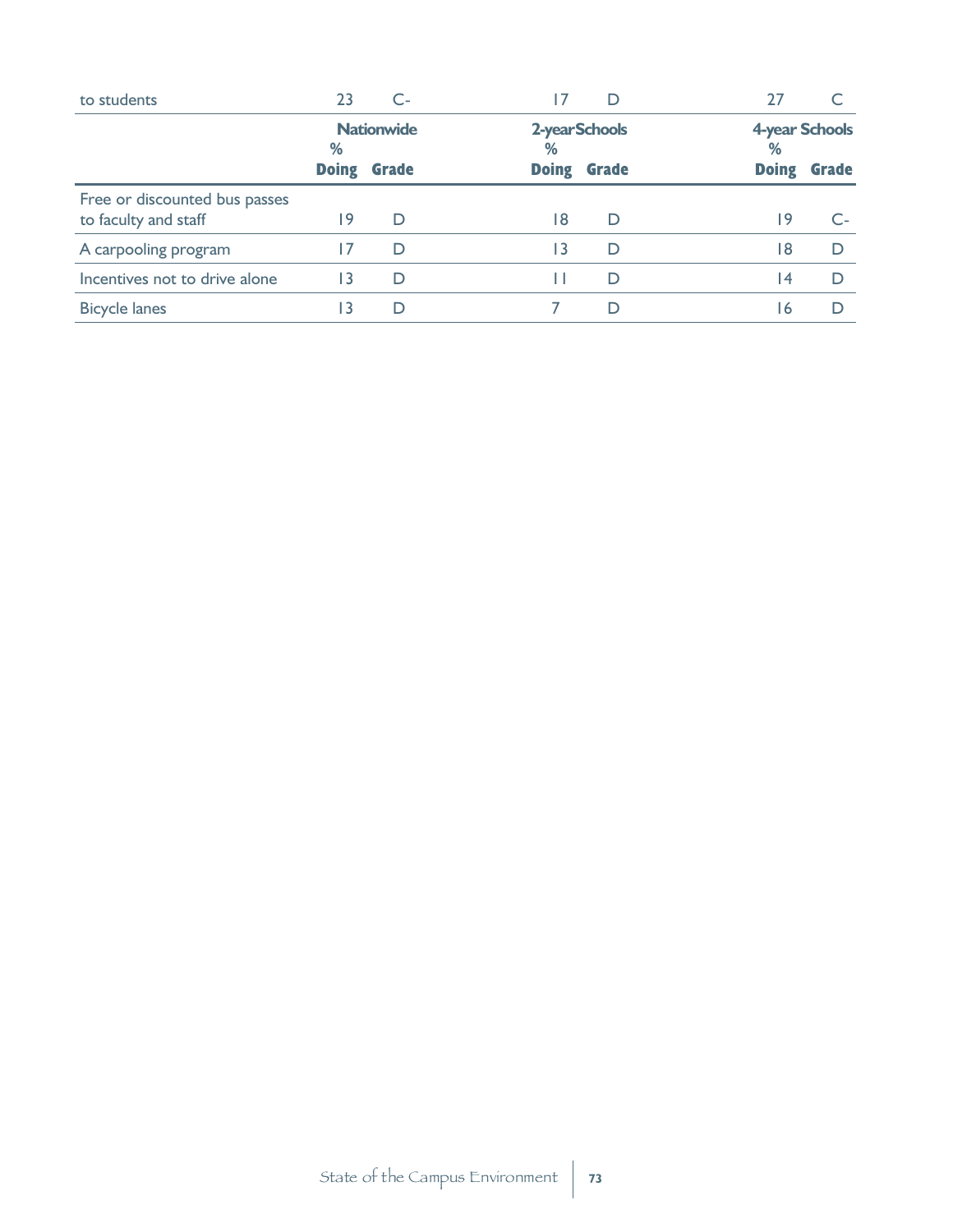| | | | | | | |
|---|---|---|---|---|---|---|
| to students | 23 | C- | 17 | D | 27 | C |

| | Nationwide | | 2-year Schools | | 4-year Schools | |
|---|---|---|---|---|---|---|
| | % Doing | Grade | % Doing | Grade | % Doing | Grade |
| Free or discounted bus passes to faculty and staff | 19 | D | 18 | D | 19 | C- |
| A carpooling program | 17 | D | 13 | D | 18 | D |
| Incentives not to drive alone | 13 | D | 11 | D | 14 | D |
| Bicycle lanes | 13 | D | 7 | D | 16 | D |